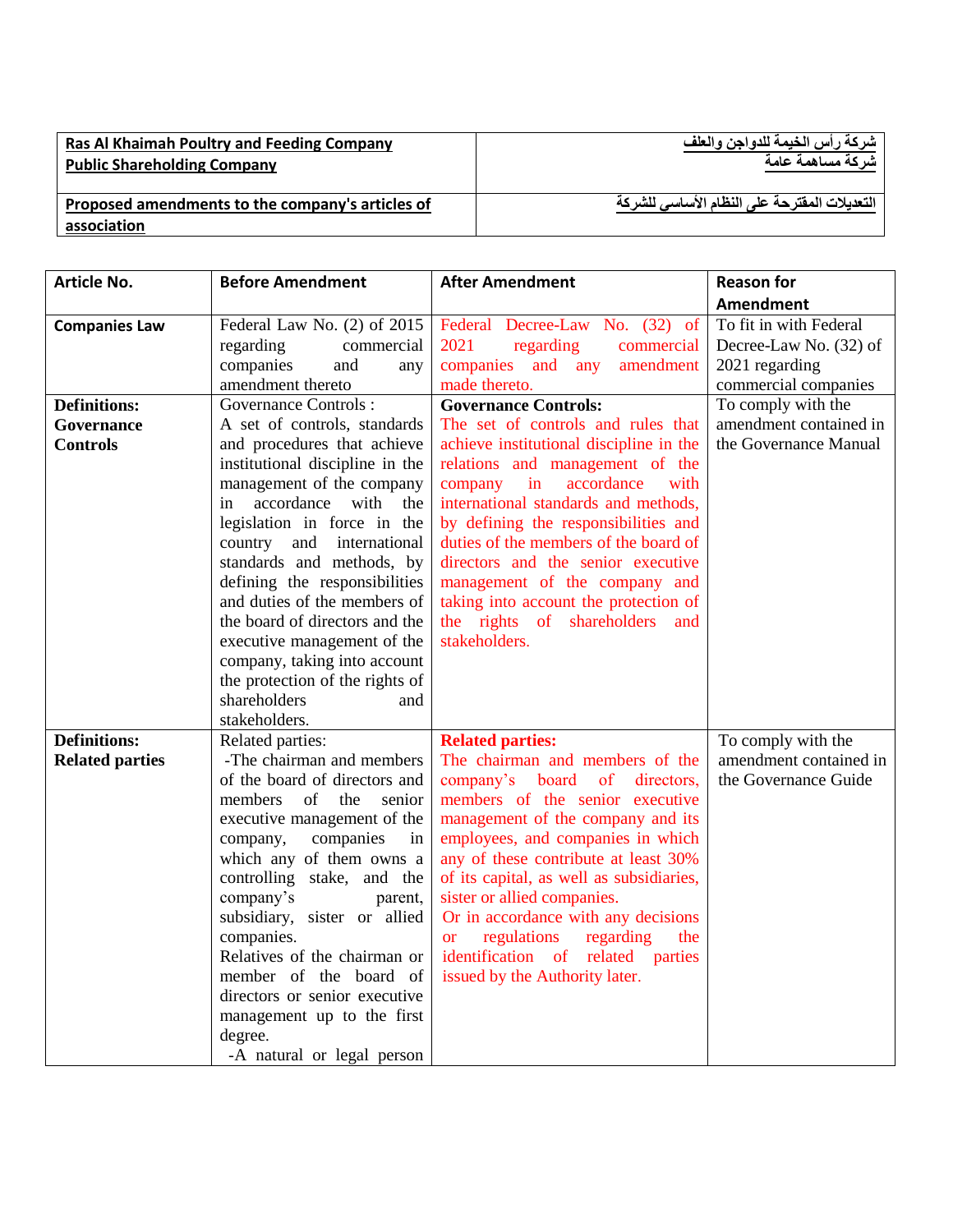| Ras Al Khaimah Poultry and Feeding Company<br>Public Shareholding Company | شركة رأس الخيمة للدواجن والعلف<br>شركة مساهمة عامة |
|---|---|
| Proposed amendments to the company's articles of association | التعديلات المقترحة على النظام الأساسي للشركة |

| Article No. | Before Amendment | After Amendment | Reason for Amendment |
|---|---|---|---|
| **Companies Law** | Federal Law No. (2) of 2015 regarding commercial companies and any amendment thereto | Federal Decree-Law No. (32) of 2021 regarding commercial companies and any amendment made thereto. | To fit in with Federal Decree-Law No. (32) of 2021 regarding commercial companies |
| **Definitions: Governance Controls** | Governance Controls :<br>A set of controls, standards and procedures that achieve institutional discipline in the management of the company in accordance with the legislation in force in the country and international standards and methods, by defining the responsibilities and duties of the members of the board of directors and the executive management of the company, taking into account the protection of the rights of shareholders and stakeholders. | **Governance Controls:**<br>The set of controls and rules that achieve institutional discipline in the relations and management of the company in accordance with international standards and methods, by defining the responsibilities and duties of the members of the board of directors and the senior executive management of the company and taking into account the protection of the rights of shareholders and stakeholders. | To comply with the amendment contained in the Governance Manual |
| **Definitions: Related parties** | Related parties:<br>-The chairman and members of the board of directors and members of the senior executive management of the company, companies in which any of them owns a controlling stake, and the company's parent, subsidiary, sister or allied companies.<br>Relatives of the chairman or member of the board of directors or senior executive management up to the first degree.<br>-A natural or legal person | **Related parties:**<br>The chairman and members of the company's board of directors, members of the senior executive management of the company and its employees, and companies in which any of these contribute at least 30% of its capital, as well as subsidiaries, sister or allied companies.<br>Or in accordance with any decisions or regulations regarding the identification of related parties issued by the Authority later. | To comply with the amendment contained in the Governance Guide |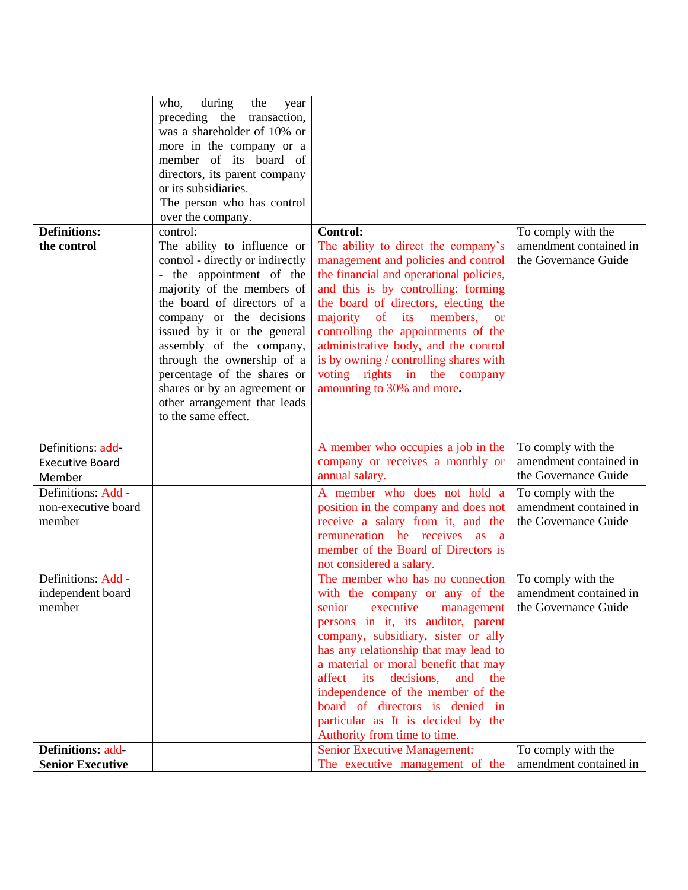| | | | |
|---|---|---|---|
| | who, during the year preceding the transaction, was a shareholder of 10% or more in the company or a member of its board of directors, its parent company or its subsidiaries.<br>The person who has control over the company. | | |
| **Definitions: the control** | control:<br>The ability to influence or control - directly or indirectly - the appointment of the majority of the members of the board of directors of a company or the decisions issued by it or the general assembly of the company, through the ownership of a percentage of the shares or shares or by an agreement or other arrangement that leads to the same effect. | **Control:**<br>The ability to direct the company's management and policies and control the financial and operational policies, and this is by controlling: forming the board of directors, electing the majority of its members, or controlling the appointments of the administrative body, and the control is by owning / controlling shares with voting rights in the company amounting to 30% and more**.** | To comply with the amendment contained in the Governance Guide |
| | | | |
| Definitions: add- Executive Board Member | | A member who occupies a job in the company or receives a monthly or annual salary. | To comply with the amendment contained in the Governance Guide |
| Definitions: Add - non-executive board member | | A member who does not hold a position in the company and does not receive a salary from it, and the remuneration he receives as a member of the Board of Directors is not considered a salary. | To comply with the amendment contained in the Governance Guide |
| Definitions: Add - independent board member | | The member who has no connection with the company or any of the senior executive management persons in it, its auditor, parent company, subsidiary, sister or ally has any relationship that may lead to a material or moral benefit that may affect its decisions, and the independence of the member of the board of directors is denied in particular as It is decided by the Authority from time to time. | To comply with the amendment contained in the Governance Guide |
| **Definitions:** add- **Senior Executive** | | Senior Executive Management:<br>The executive management of the | To comply with the amendment contained in |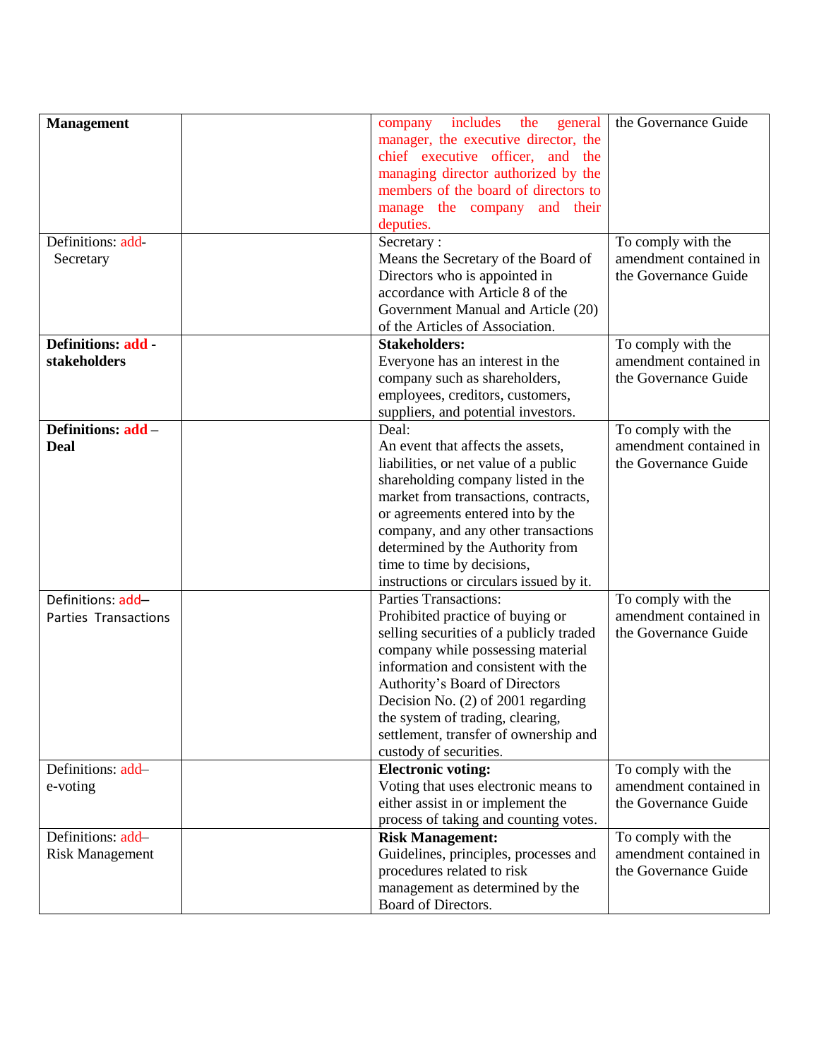| | | | |
|---|---|---|---|
| **Management** | | company includes the general manager, the executive director, the chief executive officer, and the managing director authorized by the members of the board of directors to manage the company and their deputies. | the Governance Guide |
| Definitions: add- Secretary | | Secretary : Means the Secretary of the Board of Directors who is appointed in accordance with Article 8 of the Government Manual and Article (20) of the Articles of Association. | To comply with the amendment contained in the Governance Guide |
| **Definitions: add - stakeholders** | | **Stakeholders:** Everyone has an interest in the company such as shareholders, employees, creditors, customers, suppliers, and potential investors. | To comply with the amendment contained in the Governance Guide |
| **Definitions: add – Deal** | | Deal: An event that affects the assets, liabilities, or net value of a public shareholding company listed in the market from transactions, contracts, or agreements entered into by the company, and any other transactions determined by the Authority from time to time by decisions, instructions or circulars issued by it. | To comply with the amendment contained in the Governance Guide |
| Definitions: add– Parties Transactions | | Parties Transactions: Prohibited practice of buying or selling securities of a publicly traded company while possessing material information and consistent with the Authority's Board of Directors Decision No. (2) of 2001 regarding the system of trading, clearing, settlement, transfer of ownership and custody of securities. | To comply with the amendment contained in the Governance Guide |
| Definitions: add– e-voting | | **Electronic voting:** Voting that uses electronic means to either assist in or implement the process of taking and counting votes. | To comply with the amendment contained in the Governance Guide |
| Definitions: add– Risk Management | | **Risk Management:** Guidelines, principles, processes and procedures related to risk management as determined by the Board of Directors. | To comply with the amendment contained in the Governance Guide |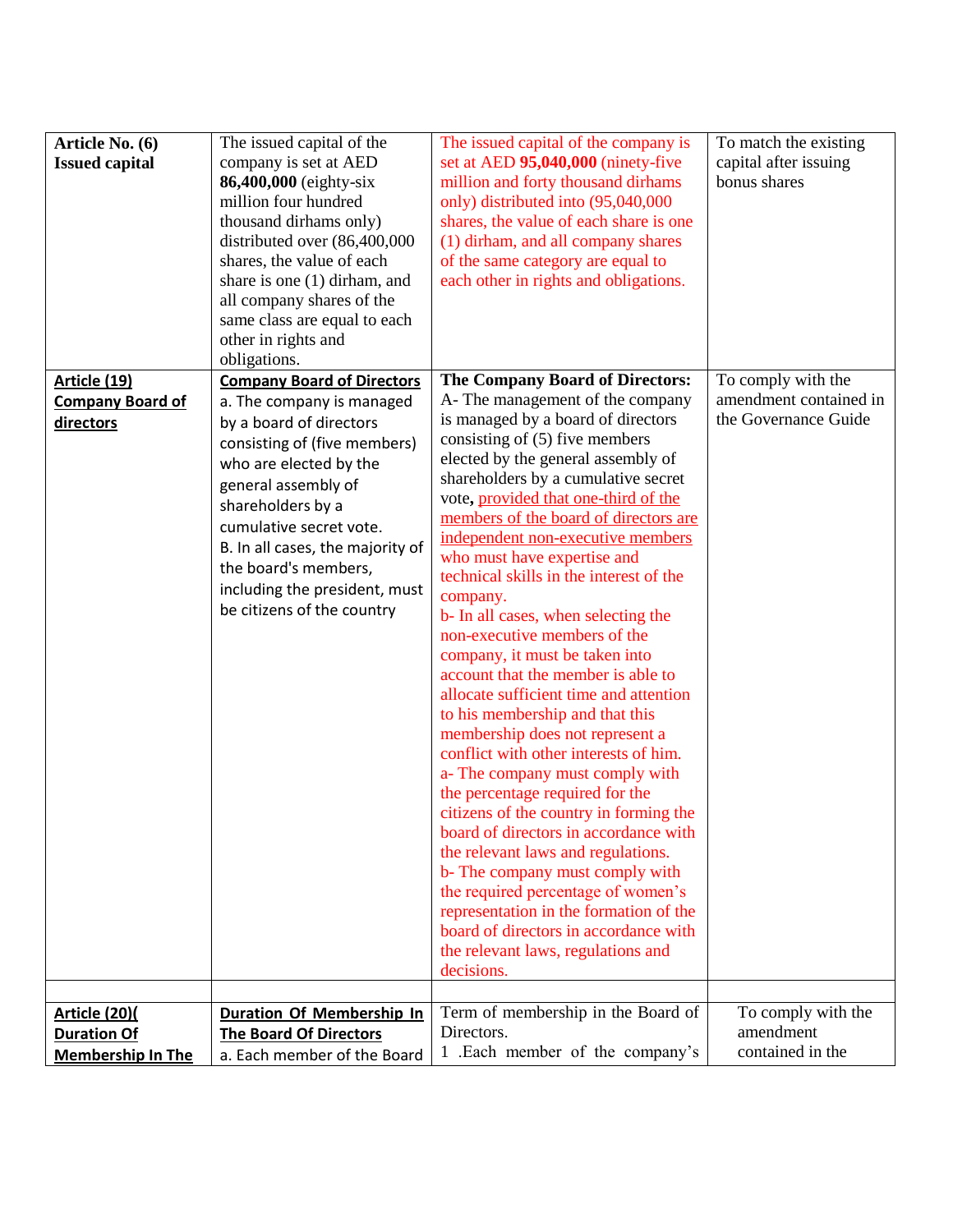| | | | |
|---|---|---|---|
| **Article No. (6)** **Issued capital** | The issued capital of the company is set at AED **86,400,000** (eighty-six million four hundred thousand dirhams only) distributed over (86,400,000 shares, the value of each share is one (1) dirham, and all company shares of the same class are equal to each other in rights and obligations. | The issued capital of the company is set at AED **95,040,000** (ninety-five million and forty thousand dirhams only) distributed into (95,040,000 shares, the value of each share is one (1) dirham, and all company shares of the same category are equal to each other in rights and obligations. | To match the existing capital after issuing bonus shares |
| **Article (19)** **Company Board of directors** | **Company Board of Directors**<br>a. The company is managed by a board of directors consisting of (five members) who are elected by the general assembly of shareholders by a cumulative secret vote.<br>B. In all cases, the majority of the board's members, including the president, must be citizens of the country | **The Company Board of Directors:**<br>A- The management of the company is managed by a board of directors consisting of (5) five members elected by the general assembly of shareholders by a cumulative secret vote**,** provided that one-third of the members of the board of directors are independent non-executive members who must have expertise and technical skills in the interest of the company.<br>b- In all cases, when selecting the non-executive members of the company, it must be taken into account that the member is able to allocate sufficient time and attention to his membership and that this membership does not represent a conflict with other interests of him.<br>a- The company must comply with the percentage required for the citizens of the country in forming the board of directors in accordance with the relevant laws and regulations.<br>b- The company must comply with the required percentage of women's representation in the formation of the board of directors in accordance with the relevant laws, regulations and decisions. | To comply with the amendment contained in the Governance Guide |
| | | | |
| **Article (20)( Duration Of Membership In The** | **Duration Of Membership In The Board Of Directors**<br>a. Each member of the Board | Term of membership in the Board of Directors.<br>1 .Each member of the company's | To comply with the amendment contained in the |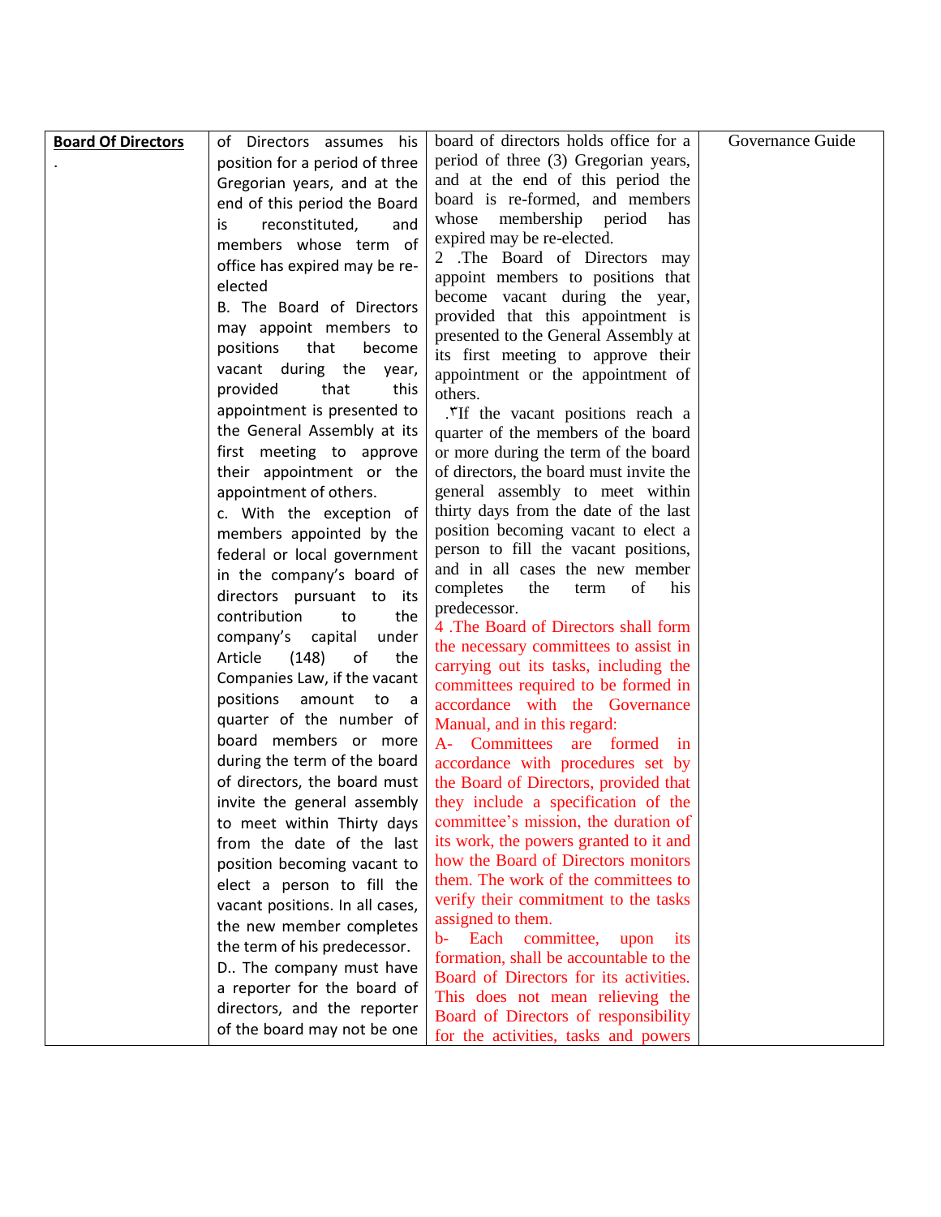| **Board Of Directors** . | of Directors assumes his position for a period of three Gregorian years, and at the end of this period the Board is reconstituted, and members whose term of office has expired may be re-elected<br>B. The Board of Directors may appoint members to positions that become vacant during the year, provided that this appointment is presented to the General Assembly at its first meeting to approve their appointment or the appointment of others.<br>c. With the exception of members appointed by the federal or local government in the company's board of directors pursuant to its contribution to the company's capital under Article (148) of the Companies Law, if the vacant positions amount to a quarter of the number of board members or more during the term of the board of directors, the board must invite the general assembly to meet within Thirty days from the date of the last position becoming vacant to elect a person to fill the vacant positions. In all cases, the new member completes the term of his predecessor.<br>D.. The company must have a reporter for the board of directors, and the reporter of the board may not be one | board of directors holds office for a period of three (3) Gregorian years, and at the end of this period the board is re-formed, and members whose membership period has expired may be re-elected.<br>2 .The Board of Directors may appoint members to positions that become vacant during the year, provided that this appointment is presented to the General Assembly at its first meeting to approve their appointment or the appointment of others.<br>.٣If the vacant positions reach a quarter of the members of the board or more during the term of the board of directors, the board must invite the general assembly to meet within thirty days from the date of the last position becoming vacant to elect a person to fill the vacant positions, and in all cases the new member completes the term of his predecessor.<br>4 .The Board of Directors shall form the necessary committees to assist in carrying out its tasks, including the committees required to be formed in accordance with the Governance Manual, and in this regard:<br>A- Committees are formed in accordance with procedures set by the Board of Directors, provided that they include a specification of the committee's mission, the duration of its work, the powers granted to it and how the Board of Directors monitors them. The work of the committees to verify their commitment to the tasks assigned to them.<br>b- Each committee, upon its formation, shall be accountable to the Board of Directors for its activities. This does not mean relieving the Board of Directors of responsibility for the activities, tasks and powers | Governance Guide |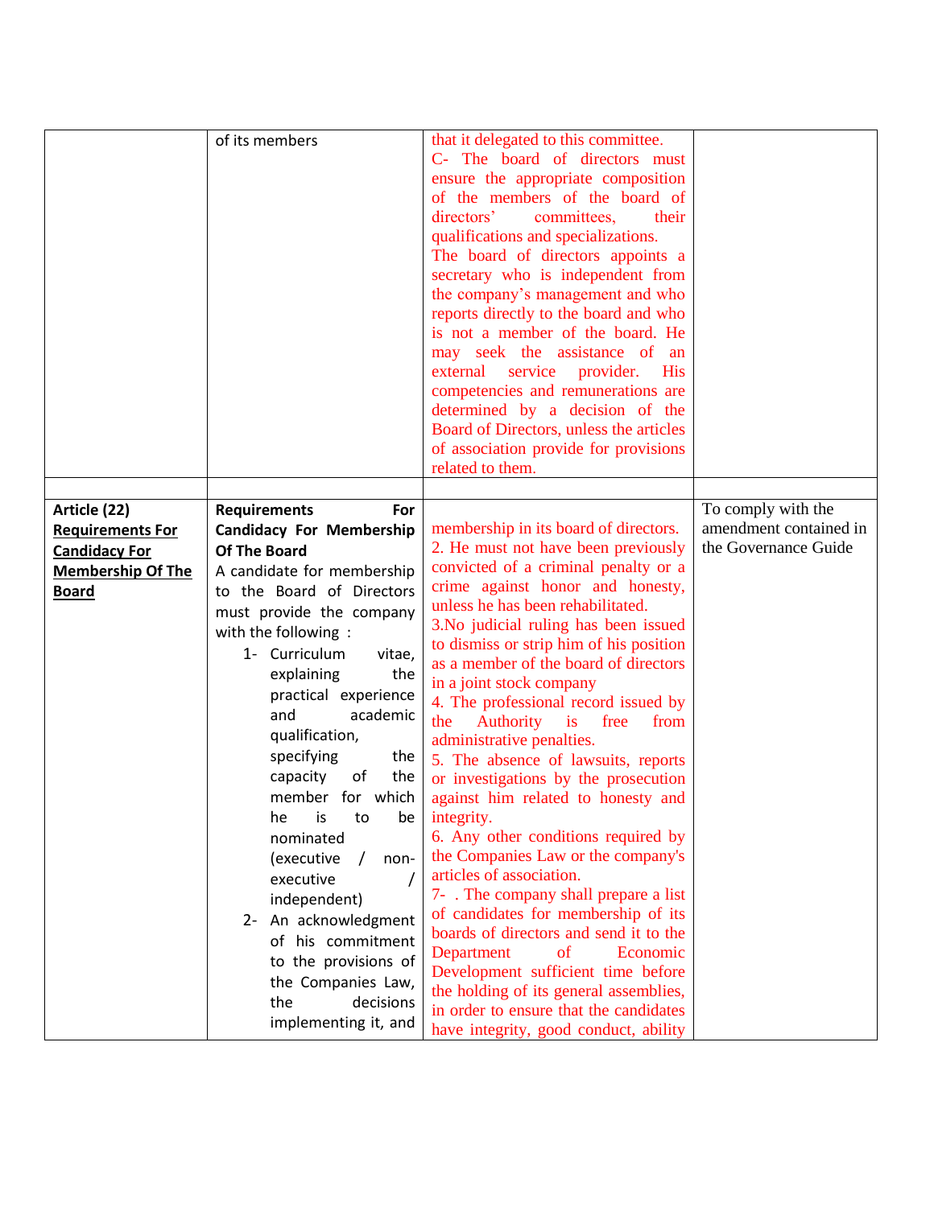| | | | |
|---|---|---|---|
| | of its members | that it delegated to this committee.<br>C- The board of directors must ensure the appropriate composition of the members of the board of directors' committees, their qualifications and specializations.<br>The board of directors appoints a secretary who is independent from the company's management and who reports directly to the board and who is not a member of the board. He may seek the assistance of an external service provider. His competencies and remunerations are determined by a decision of the Board of Directors, unless the articles of association provide for provisions related to them. | |
| | | | |
| **Article (22)**<br>**Requirements For Candidacy For Membership Of The Board** | **Requirements For Candidacy For Membership Of The Board**<br>A candidate for membership to the Board of Directors must provide the company with the following :<br>1- Curriculum vitae, explaining the practical experience and academic qualification, specifying the capacity of the member for which he is to be nominated (executive / non-executive / independent)<br>2- An acknowledgment of his commitment to the provisions of the Companies Law, the decisions implementing it, and | membership in its board of directors.<br>2. He must not have been previously convicted of a criminal penalty or a crime against honor and honesty, unless he has been rehabilitated.<br>3.No judicial ruling has been issued to dismiss or strip him of his position as a member of the board of directors in a joint stock company<br>4. The professional record issued by the Authority is free from administrative penalties.<br>5. The absence of lawsuits, reports or investigations by the prosecution against him related to honesty and integrity.<br>6. Any other conditions required by the Companies Law or the company's articles of association.<br>7- . The company shall prepare a list of candidates for membership of its boards of directors and send it to the Department of Economic Development sufficient time before the holding of its general assemblies, in order to ensure that the candidates have integrity, good conduct, ability | To comply with the amendment contained in the Governance Guide |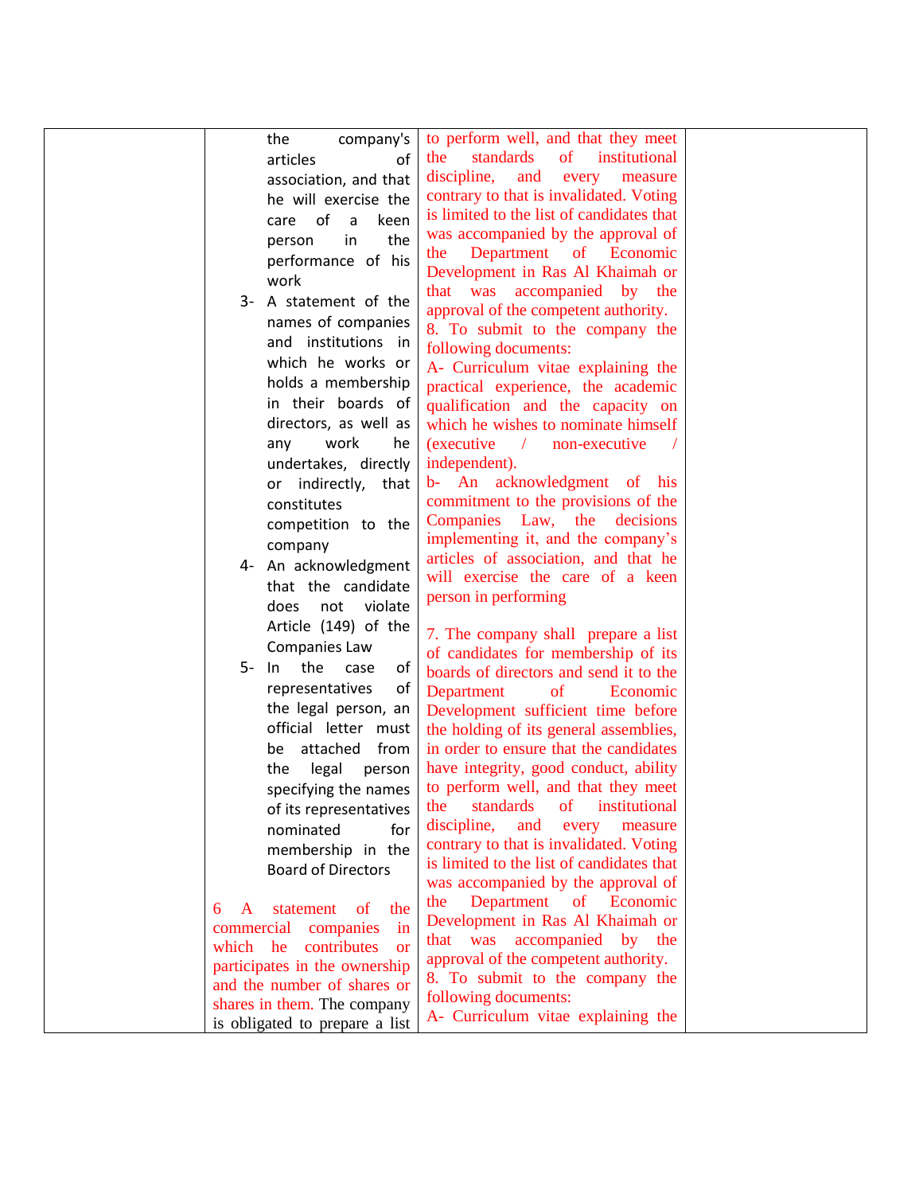|  | the company's articles of association, and that he will exercise the care of a keen person in the performance of his work<br>3- A statement of the names of companies and institutions in which he works or holds a membership in their boards of directors, as well as any work he undertakes, directly or indirectly, that constitutes competition to the company<br>4- An acknowledgment that the candidate does not violate Article (149) of the Companies Law<br>5- In the case of representatives of the legal person, an official letter must be attached from the legal person specifying the names of its representatives nominated for membership in the Board of Directors<br><br>6 A statement of the commercial companies in which he contributes or participates in the ownership and the number of shares or shares in them. The company is obligated to prepare a list | to perform well, and that they meet the standards of institutional discipline, and every measure contrary to that is invalidated. Voting is limited to the list of candidates that was accompanied by the approval of the Department of Economic Development in Ras Al Khaimah or that was accompanied by the approval of the competent authority.<br>8. To submit to the company the following documents:<br>A- Curriculum vitae explaining the practical experience, the academic qualification and the capacity on which he wishes to nominate himself (executive / non-executive / independent).<br>b- An acknowledgment of his commitment to the provisions of the Companies Law, the decisions implementing it, and the company's articles of association, and that he will exercise the care of a keen person in performing<br><br>7. The company shall prepare a list of candidates for membership of its boards of directors and send it to the Department of Economic Development sufficient time before the holding of its general assemblies, in order to ensure that the candidates have integrity, good conduct, ability to perform well, and that they meet the standards of institutional discipline, and every measure contrary to that is invalidated. Voting is limited to the list of candidates that was accompanied by the approval of the Department of Economic Development in Ras Al Khaimah or that was accompanied by the approval of the competent authority.<br>8. To submit to the company the following documents:<br>A- Curriculum vitae explaining the |  |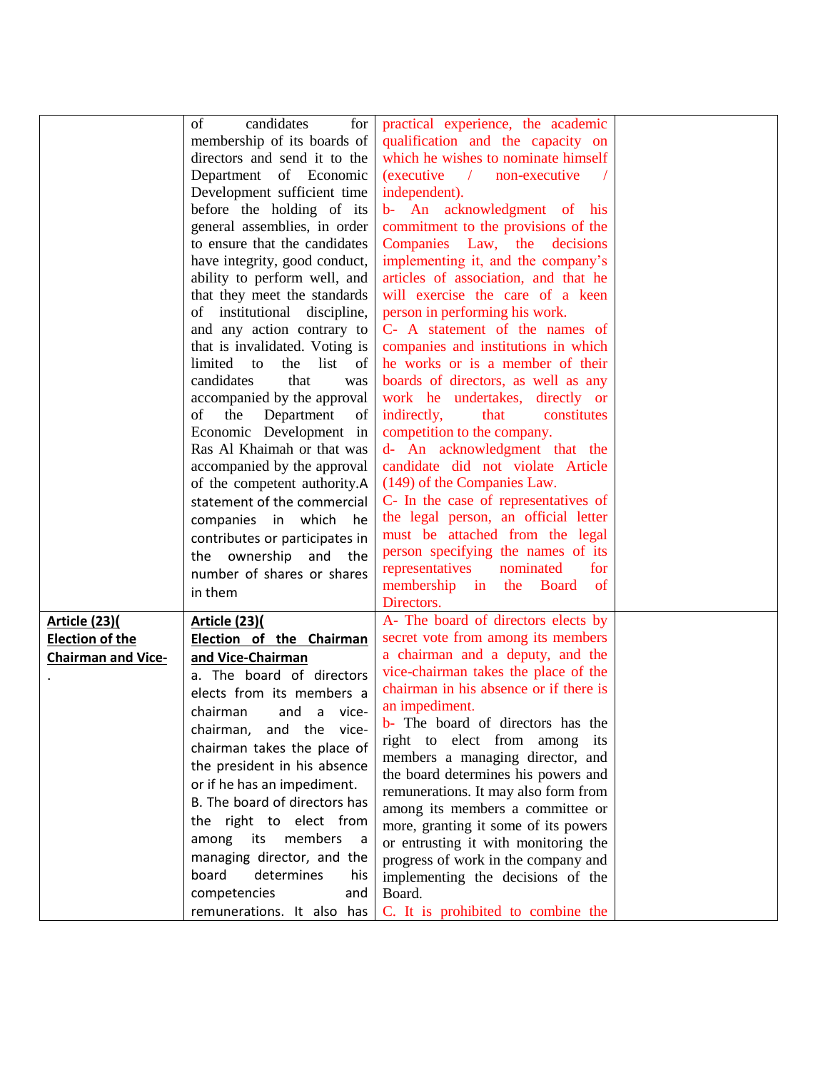| | | | |
|---|---|---|---|
| | of candidates for membership of its boards of directors and send it to the Department of Economic Development sufficient time before the holding of its general assemblies, in order to ensure that the candidates have integrity, good conduct, ability to perform well, and that they meet the standards of institutional discipline, and any action contrary to that is invalidated. Voting is limited to the list of candidates that was accompanied by the approval of the Department of Economic Development in Ras Al Khaimah or that was accompanied by the approval of the competent authority.A statement of the commercial companies in which he contributes or participates in the ownership and the number of shares or shares in them | practical experience, the academic qualification and the capacity on which he wishes to nominate himself (executive / non-executive / independent).<br>b- An acknowledgment of his commitment to the provisions of the Companies Law, the decisions implementing it, and the company's articles of association, and that he will exercise the care of a keen person in performing his work.<br>C- A statement of the names of companies and institutions in which he works or is a member of their boards of directors, as well as any work he undertakes, directly or indirectly, that constitutes competition to the company.<br>d- An acknowledgment that the candidate did not violate Article (149) of the Companies Law.<br>C- In the case of representatives of the legal person, an official letter must be attached from the legal person specifying the names of its representatives nominated for membership in the Board of Directors. | |
| **<u>Article (23)(</u>**<br>**<u>Election of the Chairman and Vice-</u>**<br>. | **<u>Article (23)(</u>**<br>**<u>Election of the Chairman and Vice-Chairman</u>**<br>a. The board of directors elects from its members a chairman and a vice-chairman, and the vice-chairman takes the place of the president in his absence or if he has an impediment.<br>B. The board of directors has the right to elect from among its members a managing director, and the board determines his competencies and remunerations. It also has | A- The board of directors elects by secret vote from among its members a chairman and a deputy, and the vice-chairman takes the place of the chairman in his absence or if there is an impediment.<br>b- The board of directors has the right to elect from among its members a managing director, and the board determines his powers and remunerations. It may also form from among its members a committee or more, granting it some of its powers or entrusting it with monitoring the progress of work in the company and implementing the decisions of the Board.<br>C. It is prohibited to combine the | |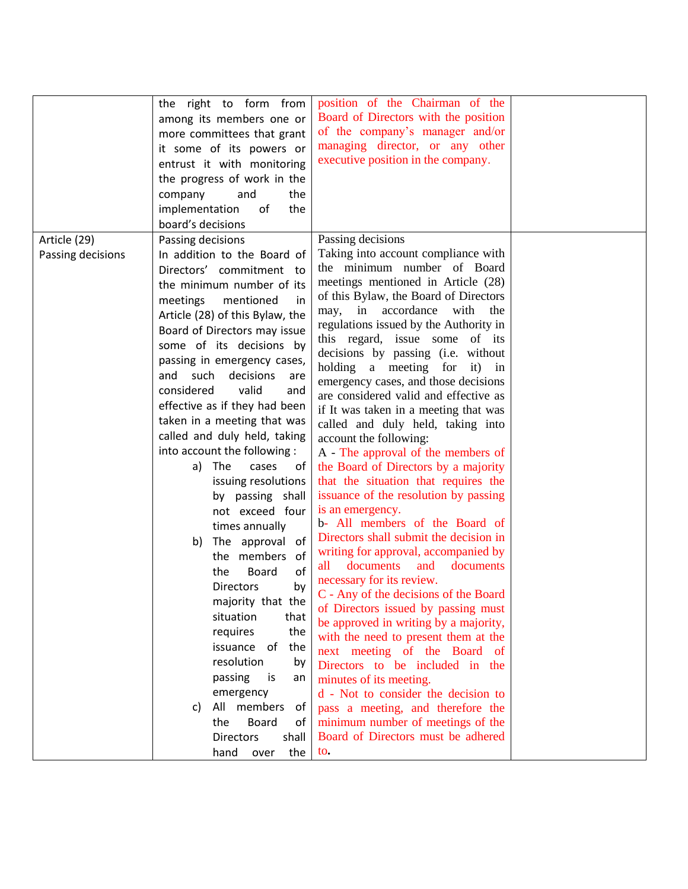| | | | |
|---|---|---|---|
| | the right to form from among its members one or more committees that grant it some of its powers or entrust it with monitoring the progress of work in the company and the implementation of the board's decisions | position of the Chairman of the Board of Directors with the position of the company's manager and/or managing director, or any other executive position in the company. | |
| Article (29) Passing decisions | Passing decisions<br>In addition to the Board of Directors' commitment to the minimum number of its meetings mentioned in Article (28) of this Bylaw, the Board of Directors may issue some of its decisions by passing in emergency cases, and such decisions are considered valid and effective as if they had been taken in a meeting that was called and duly held, taking into account the following :<br>a) The cases of issuing resolutions by passing shall not exceed four times annually<br>b) The approval of the members of the Board of Directors by majority that the situation that requires the issuance of the resolution by passing is an emergency<br>c) All members of the Board of Directors shall hand over the | Passing decisions<br>Taking into account compliance with the minimum number of Board meetings mentioned in Article (28) of this Bylaw, the Board of Directors may, in accordance with the regulations issued by the Authority in this regard, issue some of its decisions by passing (i.e. without holding a meeting for it) in emergency cases, and those decisions are considered valid and effective as if It was taken in a meeting that was called and duly held, taking into account the following:<br>A - The approval of the members of the Board of Directors by a majority that the situation that requires the issuance of the resolution by passing is an emergency.<br>b- All members of the Board of Directors shall submit the decision in writing for approval, accompanied by all documents and documents necessary for its review.<br>C - Any of the decisions of the Board of Directors issued by passing must be approved in writing by a majority, with the need to present them at the next meeting of the Board of Directors to be included in the minutes of its meeting.<br>d - Not to consider the decision to pass a meeting, and therefore the minimum number of meetings of the Board of Directors must be adhered to. | |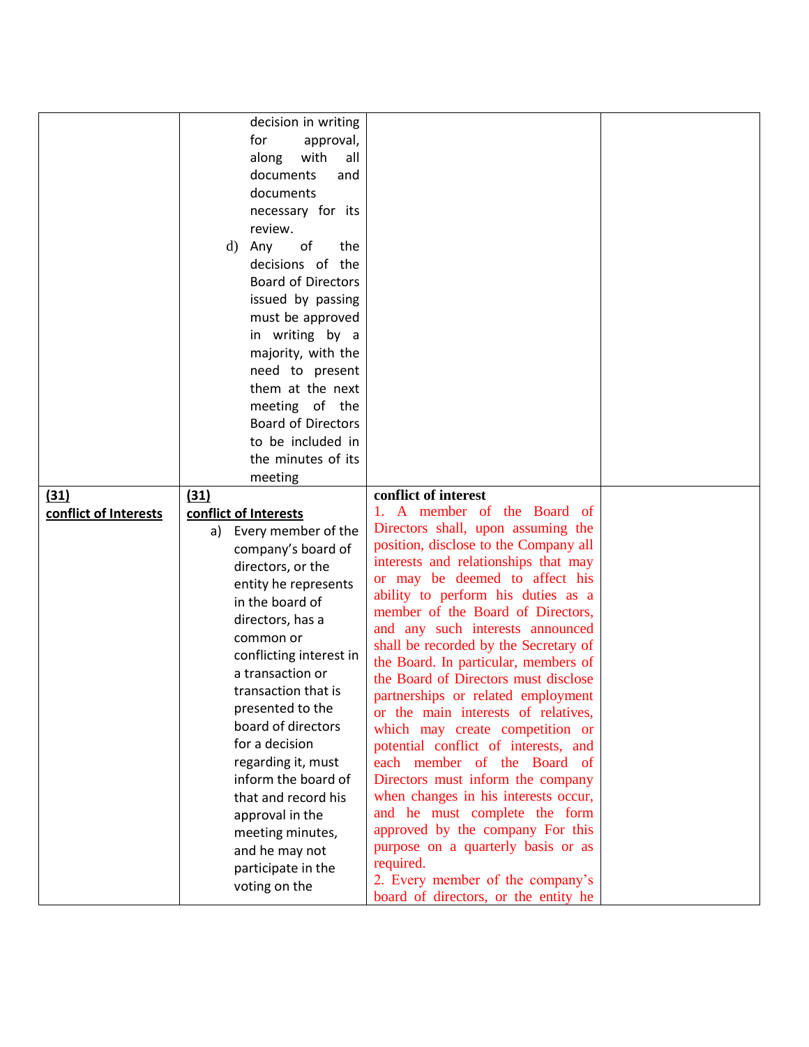| | | | |
|---|---|---|---|
| | decision in writing for approval, along with all documents and documents necessary for its review.<br>d) Any of the decisions of the Board of Directors issued by passing must be approved in writing by a majority, with the need to present them at the next meeting of the Board of Directors to be included in the minutes of its meeting | | |
| **(31)**<br>**conflict of Interests** | **(31)**<br>**conflict of Interests**<br>a) Every member of the company's board of directors, or the entity he represents in the board of directors, has a common or conflicting interest in a transaction or transaction that is presented to the board of directors for a decision regarding it, must inform the board of that and record his approval in the meeting minutes, and he may not participate in the voting on the | **conflict of interest**<br>1. A member of the Board of Directors shall, upon assuming the position, disclose to the Company all interests and relationships that may or may be deemed to affect his ability to perform his duties as a member of the Board of Directors, and any such interests announced shall be recorded by the Secretary of the Board. In particular, members of the Board of Directors must disclose partnerships or related employment or the main interests of relatives, which may create competition or potential conflict of interests, and each member of the Board of Directors must inform the company when changes in his interests occur, and he must complete the form approved by the company For this purpose on a quarterly basis or as required.<br>2. Every member of the company's board of directors, or the entity he | |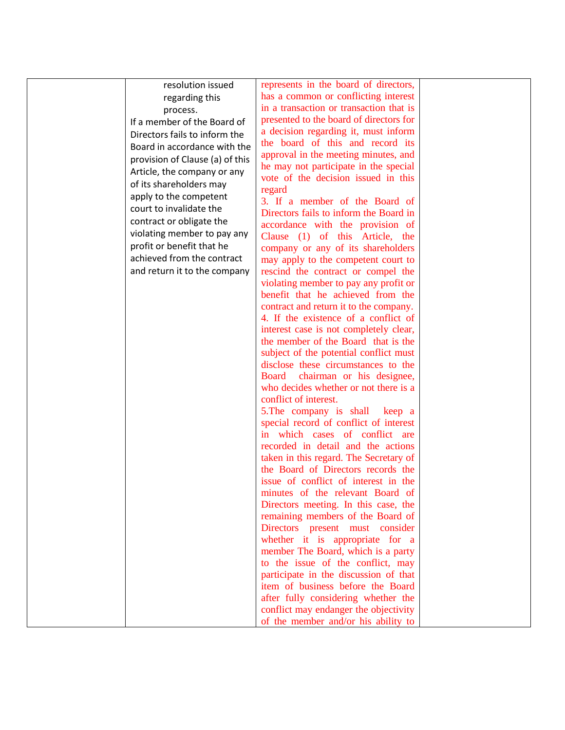|  | resolution issued regarding this process.<br>If a member of the Board of Directors fails to inform the Board in accordance with the provision of Clause (a) of this Article, the company or any of its shareholders may apply to the competent court to invalidate the contract or obligate the violating member to pay any profit or benefit that he achieved from the contract and return it to the company | represents in the board of directors, has a common or conflicting interest in a transaction or transaction that is presented to the board of directors for a decision regarding it, must inform the board of this and record its approval in the meeting minutes, and he may not participate in the special vote of the decision issued in this regard<br>3. If a member of the Board of Directors fails to inform the Board in accordance with the provision of Clause (1) of this Article, the company or any of its shareholders may apply to the competent court to rescind the contract or compel the violating member to pay any profit or benefit that he achieved from the contract and return it to the company.<br>4. If the existence of a conflict of interest case is not completely clear, the member of the Board that is the subject of the potential conflict must disclose these circumstances to the Board chairman or his designee, who decides whether or not there is a conflict of interest.<br>5.The company is shall keep a special record of conflict of interest in which cases of conflict are recorded in detail and the actions taken in this regard. The Secretary of the Board of Directors records the issue of conflict of interest in the minutes of the relevant Board of Directors meeting. In this case, the remaining members of the Board of Directors present must consider whether it is appropriate for a member The Board, which is a party to the issue of the conflict, may participate in the discussion of that item of business before the Board after fully considering whether the conflict may endanger the objectivity of the member and/or his ability to |  |
|---|---|---|---|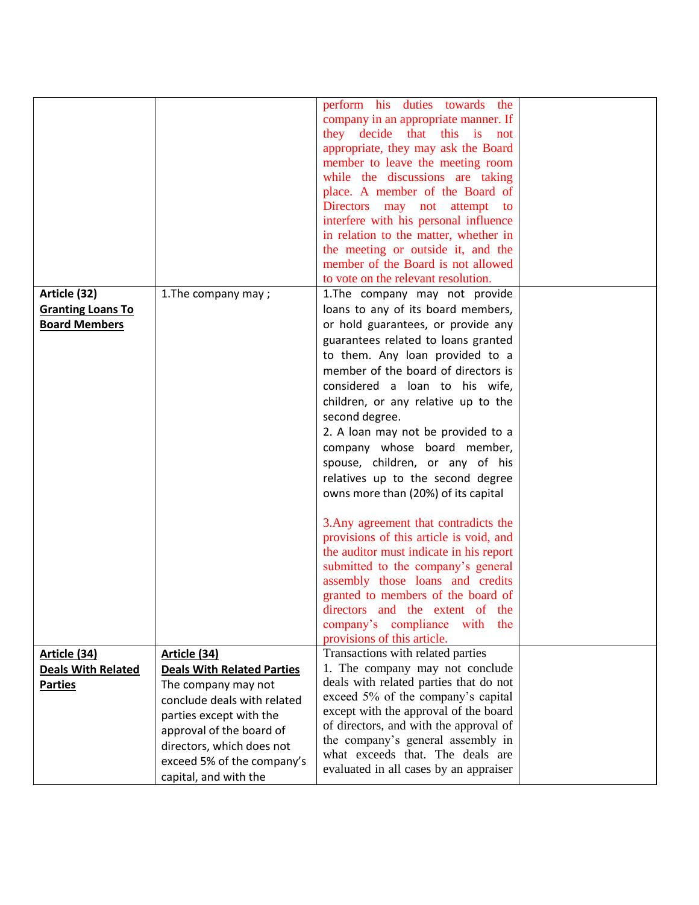| | | | |
|---|---|---|---|
| | | perform his duties towards the company in an appropriate manner. If they decide that this is not appropriate, they may ask the Board member to leave the meeting room while the discussions are taking place. A member of the Board of Directors may not attempt to interfere with his personal influence in relation to the matter, whether in the meeting or outside it, and the member of the Board is not allowed to vote on the relevant resolution. | |
| **Article (32)** <br> **<u>Granting Loans To Board Members</u>** | 1.The company may ; | 1.The company may not provide loans to any of its board members, or hold guarantees, or provide any guarantees related to loans granted to them. Any loan provided to a member of the board of directors is considered a loan to his wife, children, or any relative up to the second degree. <br> 2. A loan may not be provided to a company whose board member, spouse, children, or any of his relatives up to the second degree owns more than (20%) of its capital <br><br> 3.Any agreement that contradicts the provisions of this article is void, and the auditor must indicate in his report submitted to the company's general assembly those loans and credits granted to members of the board of directors and the extent of the company's compliance with the provisions of this article. | |
| **<u>Article (34)</u>** <br> **<u>Deals With Related Parties</u>** | **<u>Article (34)</u>** <br> **<u>Deals With Related Parties</u>** <br> The company may not conclude deals with related parties except with the approval of the board of directors, which does not exceed 5% of the company's capital, and with the | Transactions with related parties <br> 1. The company may not conclude deals with related parties that do not exceed 5% of the company's capital except with the approval of the board of directors, and with the approval of the company's general assembly in what exceeds that. The deals are evaluated in all cases by an appraiser | |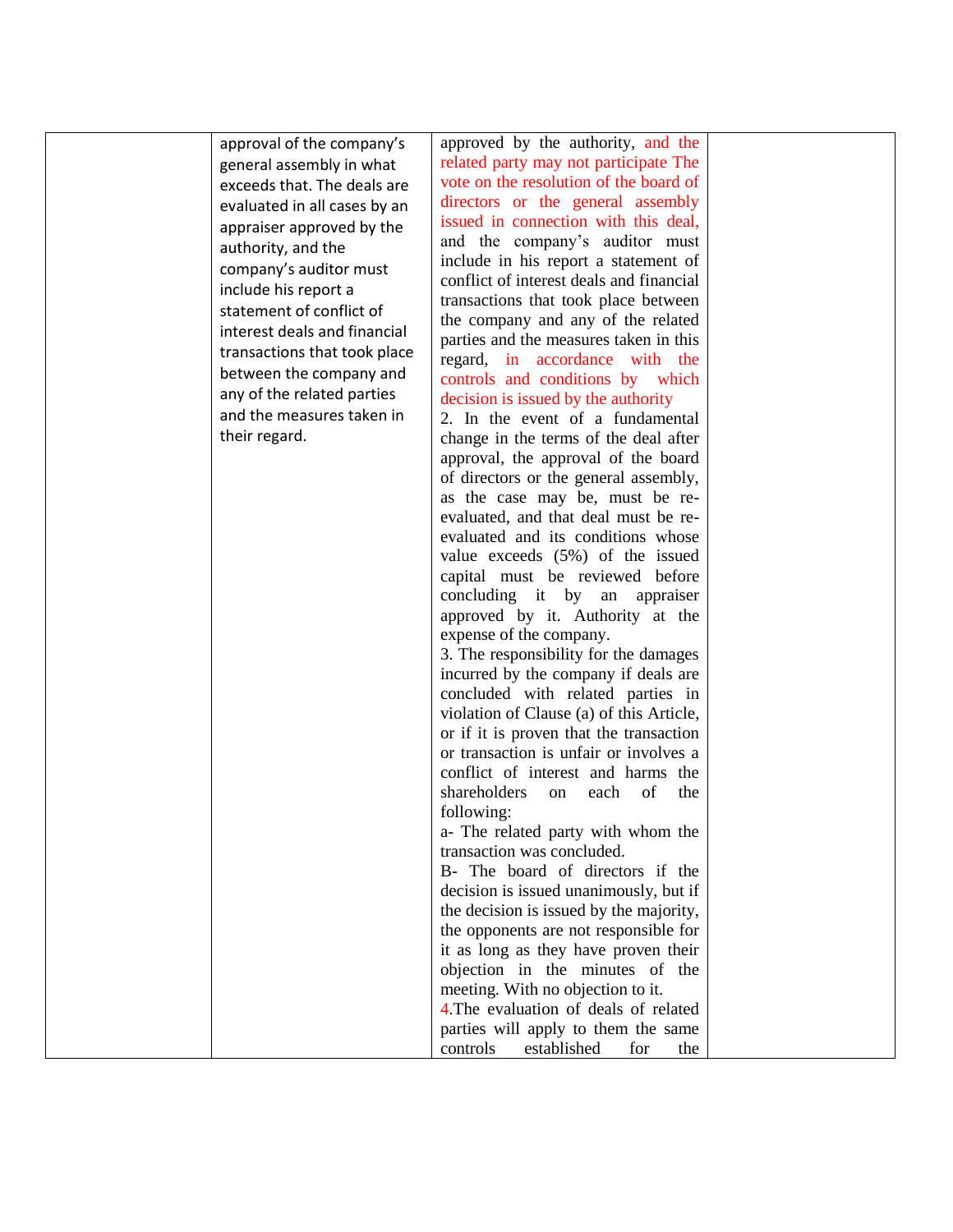| | | | |
|---|---|---|---|
| | approval of the company's general assembly in what exceeds that. The deals are evaluated in all cases by an appraiser approved by the authority, and the company's auditor must include his report a statement of conflict of interest deals and financial transactions that took place between the company and any of the related parties and the measures taken in their regard. | approved by the authority, and the related party may not participate The vote on the resolution of the board of directors or the general assembly issued in connection with this deal, and the company's auditor must include in his report a statement of conflict of interest deals and financial transactions that took place between the company and any of the related parties and the measures taken in this regard, in accordance with the controls and conditions by which decision is issued by the authority<br>2. In the event of a fundamental change in the terms of the deal after approval, the approval of the board of directors or the general assembly, as the case may be, must be re-evaluated, and that deal must be re-evaluated and its conditions whose value exceeds (5%) of the issued capital must be reviewed before concluding it by an appraiser approved by it. Authority at the expense of the company.<br>3. The responsibility for the damages incurred by the company if deals are concluded with related parties in violation of Clause (a) of this Article, or if it is proven that the transaction or transaction is unfair or involves a conflict of interest and harms the shareholders on each of the following:<br>a- The related party with whom the transaction was concluded.<br>B- The board of directors if the decision is issued unanimously, but if the decision is issued by the majority, the opponents are not responsible for it as long as they have proven their objection in the minutes of the meeting. With no objection to it.<br>4.The evaluation of deals of related parties will apply to them the same controls established for the | |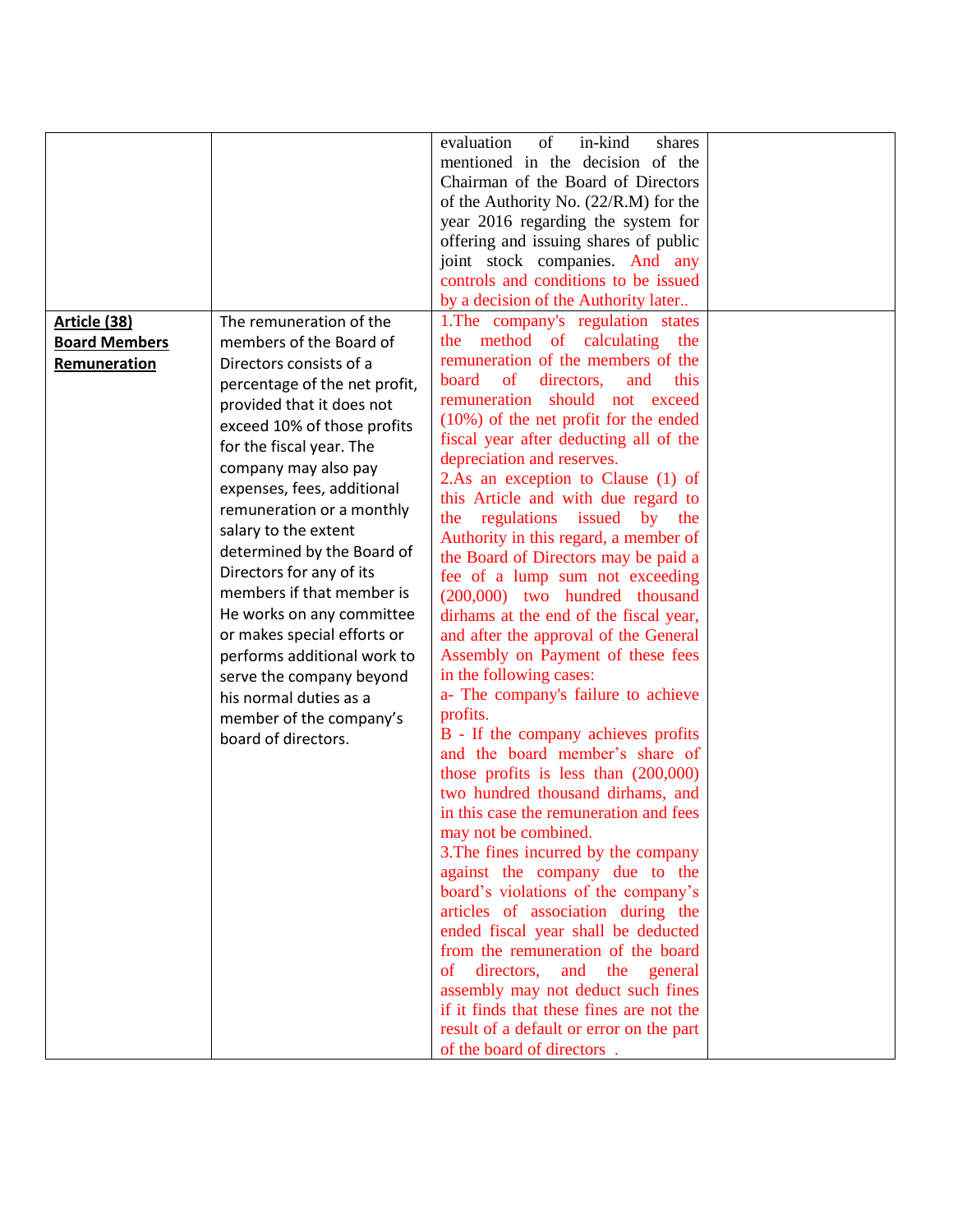| | | | |
|---|---|---|---|
| | | evaluation of in-kind shares mentioned in the decision of the Chairman of the Board of Directors of the Authority No. (22/R.M) for the year 2016 regarding the system for offering and issuing shares of public joint stock companies. And any controls and conditions to be issued by a decision of the Authority later.. | |
| **Article (38)** **Board Members Remuneration** | The remuneration of the members of the Board of Directors consists of a percentage of the net profit, provided that it does not exceed 10% of those profits for the fiscal year. The company may also pay expenses, fees, additional remuneration or a monthly salary to the extent determined by the Board of Directors for any of its members if that member is He works on any committee or makes special efforts or performs additional work to serve the company beyond his normal duties as a member of the company's board of directors. | 1.The company's regulation states the method of calculating the remuneration of the members of the board of directors, and this remuneration should not exceed (10%) of the net profit for the ended fiscal year after deducting all of the depreciation and reserves.<br>2.As an exception to Clause (1) of this Article and with due regard to the regulations issued by the Authority in this regard, a member of the Board of Directors may be paid a fee of a lump sum not exceeding (200,000) two hundred thousand dirhams at the end of the fiscal year, and after the approval of the General Assembly on Payment of these fees in the following cases:<br>a- The company's failure to achieve profits.<br>B - If the company achieves profits and the board member's share of those profits is less than (200,000) two hundred thousand dirhams, and in this case the remuneration and fees may not be combined.<br>3.The fines incurred by the company against the company due to the board's violations of the company's articles of association during the ended fiscal year shall be deducted from the remuneration of the board of directors, and the general assembly may not deduct such fines if it finds that these fines are not the result of a default or error on the part of the board of directors . | |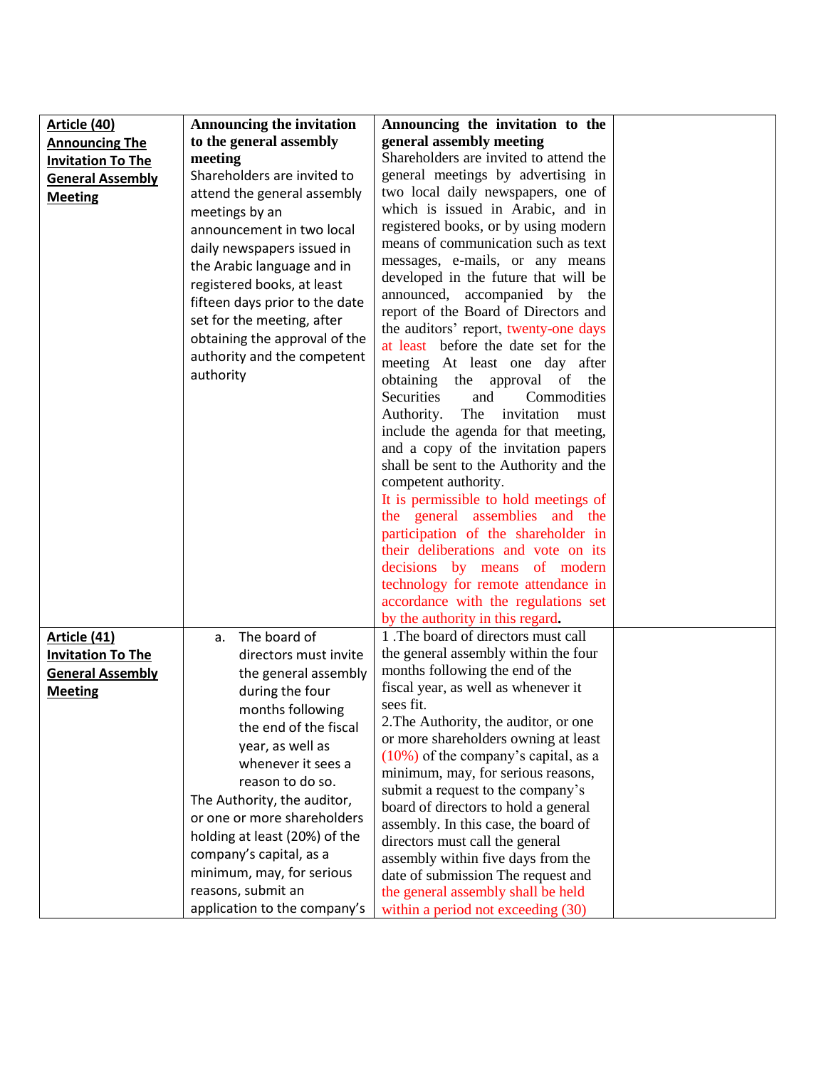| **Article (40) Announcing The Invitation To The General Assembly Meeting** | **Announcing the invitation to the general assembly meeting** Shareholders are invited to attend the general assembly meetings by an announcement in two local daily newspapers issued in the Arabic language and in registered books, at least fifteen days prior to the date set for the meeting, after obtaining the approval of the authority and the competent authority | **Announcing the invitation to the general assembly meeting** Shareholders are invited to attend the general meetings by advertising in two local daily newspapers, one of which is issued in Arabic, and in registered books, or by using modern means of communication such as text messages, e-mails, or any means developed in the future that will be announced, accompanied by the report of the Board of Directors and the auditors' report, twenty-one days at least before the date set for the meeting At least one day after obtaining the approval of the Securities and Commodities Authority. The invitation must include the agenda for that meeting, and a copy of the invitation papers shall be sent to the Authority and the competent authority. It is permissible to hold meetings of the general assemblies and the participation of the shareholder in their deliberations and vote on its decisions by means of modern technology for remote attendance in accordance with the regulations set by the authority in this regard**.** | |
| **Article (41) Invitation To The General Assembly Meeting** | a. The board of directors must invite the general assembly during the four months following the end of the fiscal year, as well as whenever it sees a reason to do so. The Authority, the auditor, or one or more shareholders holding at least (20%) of the company's capital, as a minimum, may, for serious reasons, submit an application to the company's | 1 .The board of directors must call the general assembly within the four months following the end of the fiscal year, as well as whenever it sees fit. 2.The Authority, the auditor, or one or more shareholders owning at least (10%) of the company's capital, as a minimum, may, for serious reasons, submit a request to the company's board of directors to hold a general assembly. In this case, the board of directors must call the general assembly within five days from the date of submission The request and the general assembly shall be held within a period not exceeding (30) | |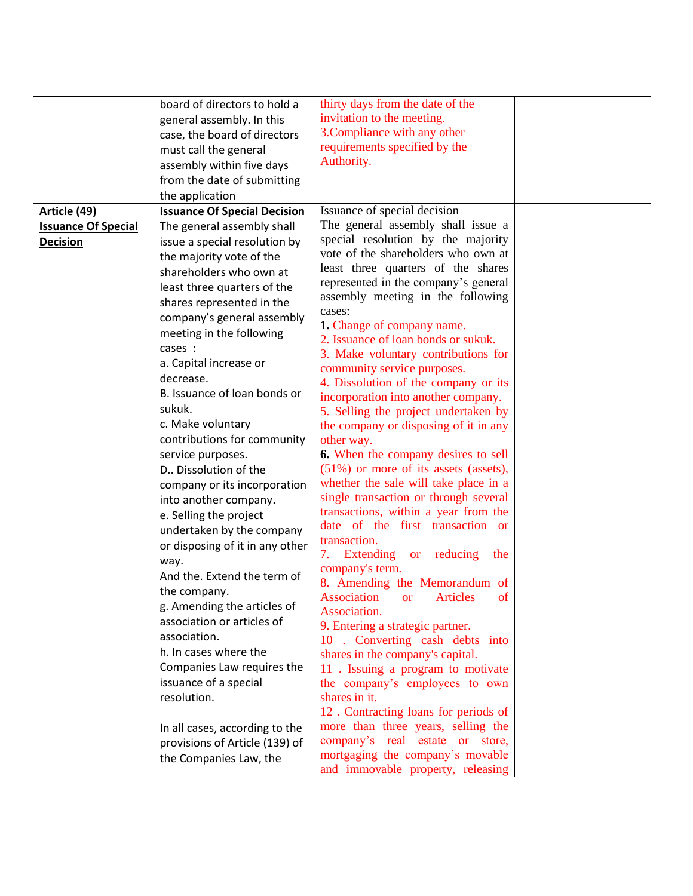| | | | |
|---|---|---|---|
| | board of directors to hold a general assembly. In this case, the board of directors must call the general assembly within five days from the date of submitting the application | thirty days from the date of the invitation to the meeting.<br>3.Compliance with any other requirements specified by the Authority. | |
| **Article (49)**<br>**Issuance Of Special Decision** | **Issuance Of Special Decision**<br>The general assembly shall issue a special resolution by the majority vote of the shareholders who own at least three quarters of the shares represented in the company's general assembly meeting in the following cases :<br>a. Capital increase or decrease.<br>B. Issuance of loan bonds or sukuk.<br>c. Make voluntary contributions for community service purposes.<br>D.. Dissolution of the company or its incorporation into another company.<br>e. Selling the project undertaken by the company or disposing of it in any other way.<br>And the. Extend the term of the company.<br>g. Amending the articles of association or articles of association.<br>h. In cases where the Companies Law requires the issuance of a special resolution.<br><br>In all cases, according to the provisions of Article (139) of the Companies Law, the | Issuance of special decision<br>The general assembly shall issue a special resolution by the majority vote of the shareholders who own at least three quarters of the shares represented in the company's general assembly meeting in the following cases:<br>**1.** Change of company name.<br>2. Issuance of loan bonds or sukuk.<br>3. Make voluntary contributions for community service purposes.<br>4. Dissolution of the company or its incorporation into another company.<br>5. Selling the project undertaken by the company or disposing of it in any other way.<br>**6.** When the company desires to sell (51%) or more of its assets (assets), whether the sale will take place in a single transaction or through several transactions, within a year from the date of the first transaction or transaction.<br>7. Extending or reducing the company's term.<br>8. Amending the Memorandum of Association or Articles of Association.<br>9. Entering a strategic partner.<br>10 . Converting cash debts into shares in the company's capital.<br>11 . Issuing a program to motivate the company's employees to own shares in it.<br>12 . Contracting loans for periods of more than three years, selling the company's real estate or store, mortgaging the company's movable and immovable property, releasing | |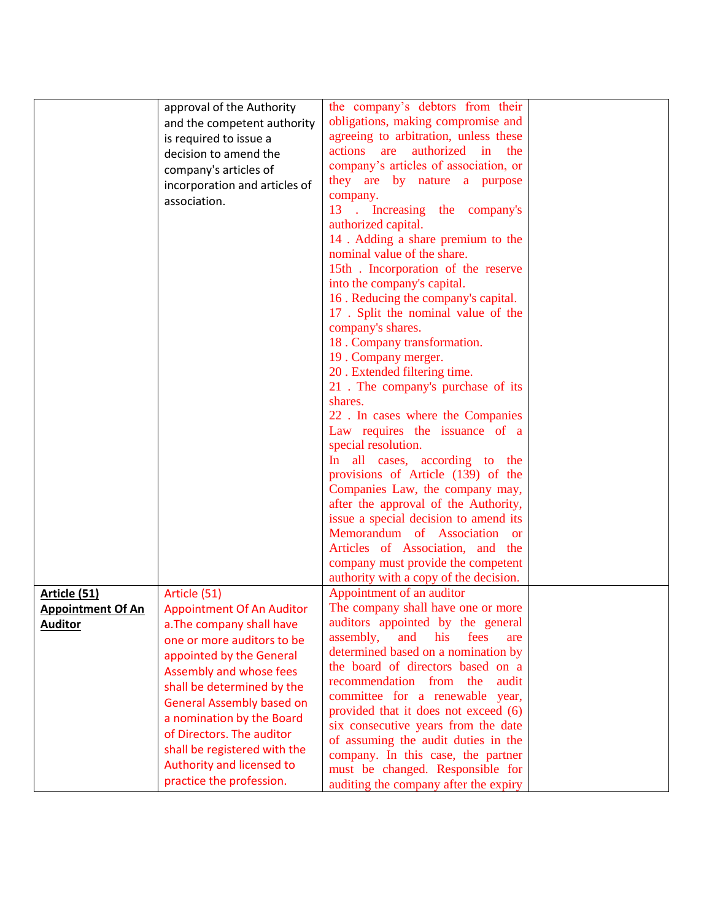| | | | |
|---|---|---|---|
| | approval of the Authority and the competent authority is required to issue a decision to amend the company's articles of incorporation and articles of association. | the company's debtors from their obligations, making compromise and agreeing to arbitration, unless these actions are authorized in the company's articles of association, or they are by nature a purpose company.<br>13 . Increasing the company's authorized capital.<br>14 . Adding a share premium to the nominal value of the share.<br>15th . Incorporation of the reserve into the company's capital.<br>16 . Reducing the company's capital.<br>17 . Split the nominal value of the company's shares.<br>18 . Company transformation.<br>19 . Company merger.<br>20 . Extended filtering time.<br>21 . The company's purchase of its shares.<br>22 . In cases where the Companies Law requires the issuance of a special resolution.<br>In all cases, according to the provisions of Article (139) of the Companies Law, the company may, after the approval of the Authority, issue a special decision to amend its Memorandum of Association or Articles of Association, and the company must provide the competent authority with a copy of the decision. | |
| **Article (51) Appointment Of An Auditor** | Article (51)<br>Appointment Of An Auditor<br>a.The company shall have one or more auditors to be appointed by the General Assembly and whose fees shall be determined by the General Assembly based on a nomination by the Board of Directors. The auditor shall be registered with the Authority and licensed to practice the profession. | Appointment of an auditor<br>The company shall have one or more auditors appointed by the general assembly, and his fees are determined based on a nomination by the board of directors based on a recommendation from the audit committee for a renewable year, provided that it does not exceed (6) six consecutive years from the date of assuming the audit duties in the company. In this case, the partner must be changed. Responsible for auditing the company after the expiry | |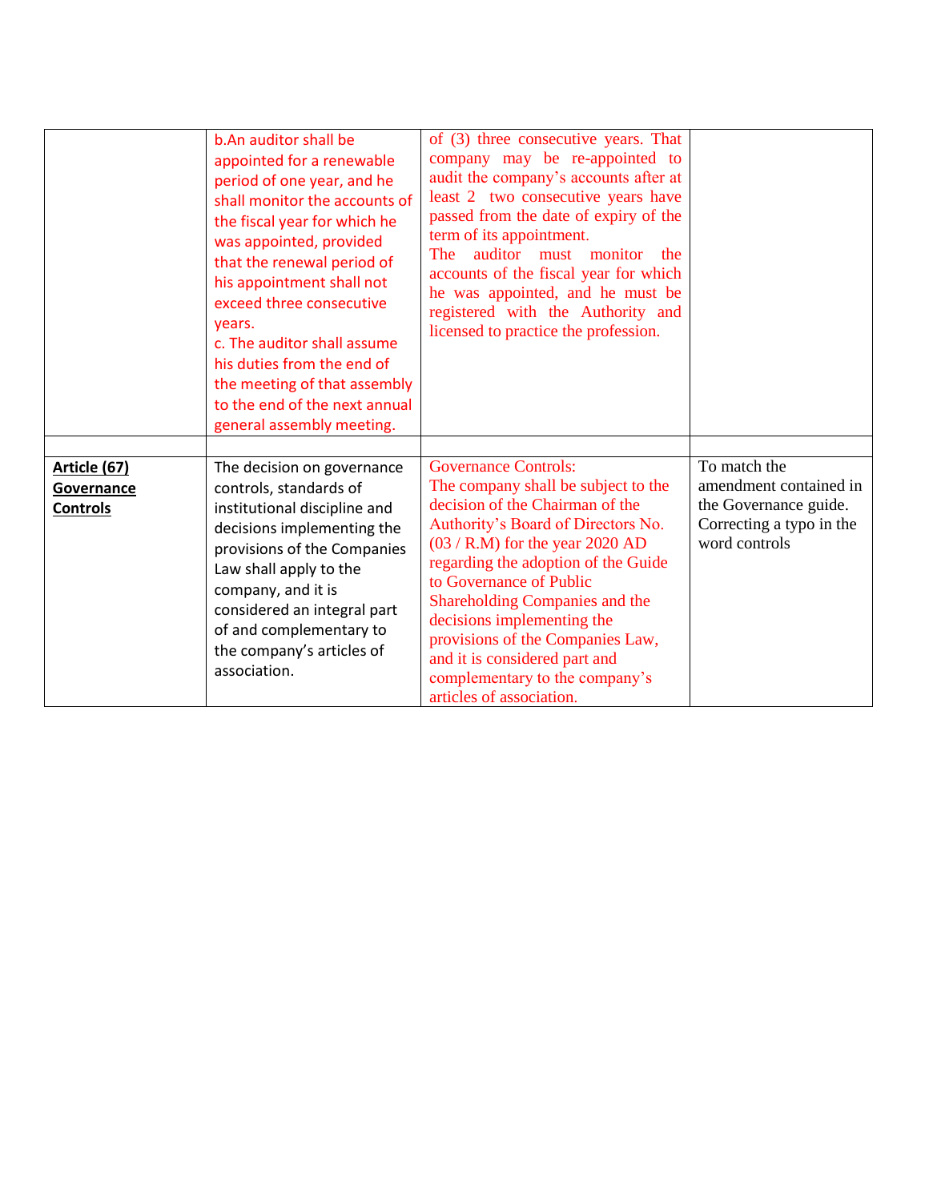| | | | |
|---|---|---|---|
| | b.An auditor shall be appointed for a renewable period of one year, and he shall monitor the accounts of the fiscal year for which he was appointed, provided that the renewal period of his appointment shall not exceed three consecutive years.<br>c. The auditor shall assume his duties from the end of the meeting of that assembly to the end of the next annual general assembly meeting. | of (3) three consecutive years. That company may be re-appointed to audit the company's accounts after at least 2 two consecutive years have passed from the date of expiry of the term of its appointment.<br>The auditor must monitor the accounts of the fiscal year for which he was appointed, and he must be registered with the Authority and licensed to practice the profession. | |
| | | | |
| **Article (67) Governance Controls** | The decision on governance controls, standards of institutional discipline and decisions implementing the provisions of the Companies Law shall apply to the company, and it is considered an integral part of and complementary to the company's articles of association. | Governance Controls:<br>The company shall be subject to the decision of the Chairman of the Authority's Board of Directors No. (03 / R.M) for the year 2020 AD regarding the adoption of the Guide to Governance of Public Shareholding Companies and the decisions implementing the provisions of the Companies Law, and it is considered part and complementary to the company's articles of association. | To match the amendment contained in the Governance guide. Correcting a typo in the word controls |